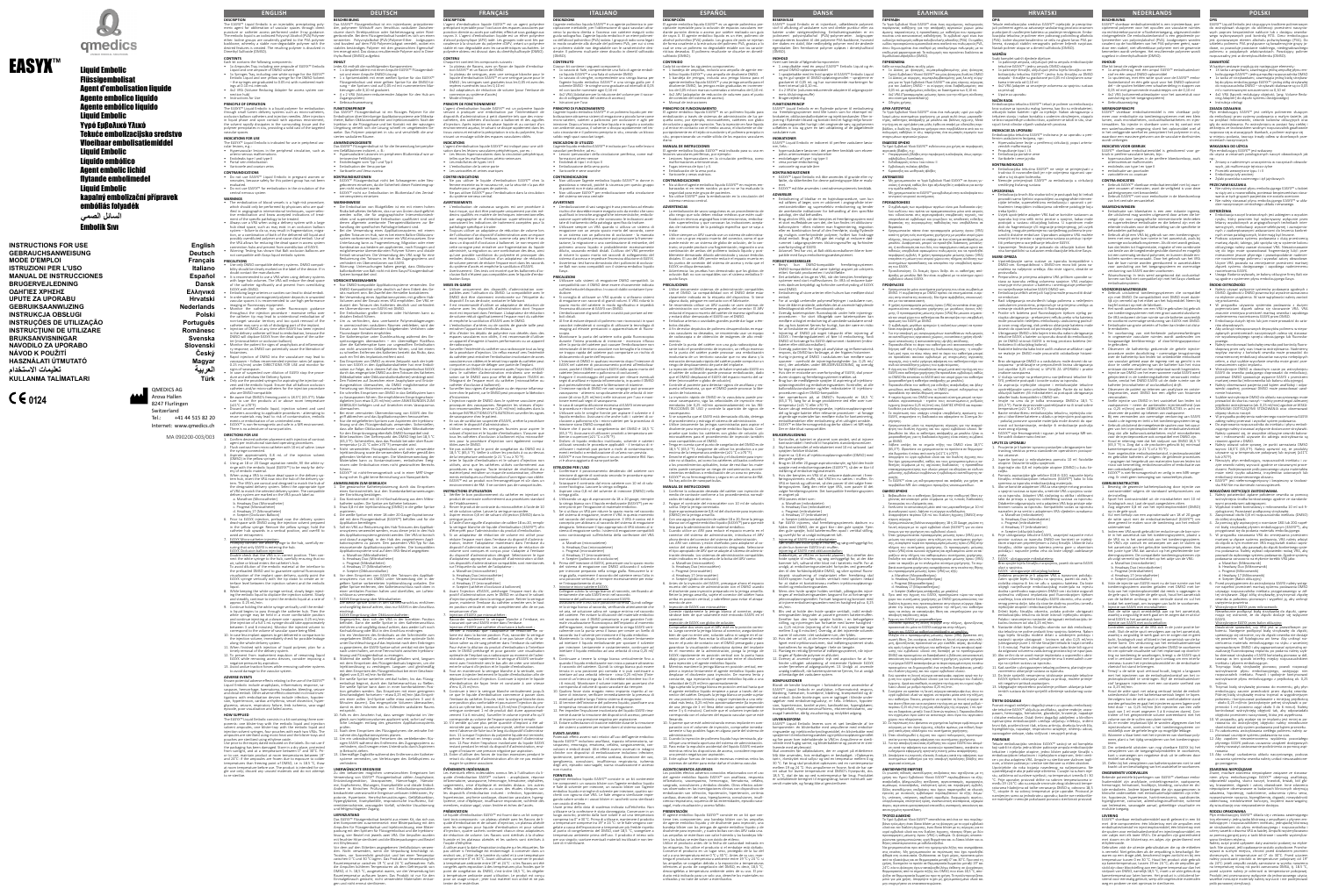qmedics

# EASYX™

**Liquid Embolic**
**Flüssigembolisat**
**Agent d'embolisation liquide**
**Agente embolico liquido**
**Agente embólico líquido**
**Liquid Embolic**
**Υγρό Εμβολικό Υλικό**
**Tekuće embolizacijsko sredstvo**
**Vloeibaar embolisatiemiddel**
**Liquid Embolic**
**Líquido embólico**
**Agent embolic lichid**
**flytande emboliemedel**
**Liquid Embolic**
**kapalný embolizační prípravek**
**embóliás folyadék**
**السائل الصمي**
**Embolik Sıvı**

| | |
|---|---|
| INSTRUCTIONS FOR USE | English |
| GEBRAUCHSANWEISUNG | Deutsch |
| MODE D'EMPLOI | Français |
| ISTRUZIONI PER L'USO | Italiano |
| MANUAL DE INSTRUCCIONES | Español |
| BRUGERVEJLEDNING | Dansk |
| ΟΔΗΓΙΕΣ ΧΡΗΣΗΣ | Ελληνικά |
| UPUTE ZA UPORABU | Hrvatski |
| GEBRUIKSAANWIJZING | Nederlands |
| INSTRUKCJA OBSŁUGI | Polski |
| INSTRUÇÕES DE UTILIZAÇÃO | Português |
| INSTRUCȚIUNI DE UTILIZARE | Română |
| BRUKSANVISNINGAR | Svenska |
| NAVODILA ZA UPORABO | Slovenski |
| NÁVOD K POUŽITÍ | Český |
| HASZNÁLATI ÚTMUTATÓ | Magyar |
| تعليمات الاستخدام | العربية |
| KULLANMA TALIMATLARI | Türk |

CE 0124

QMEDICS AG
Arova Hallen
8247 Flurlingen
Switzerland
Tel.: +41 44 515 82 20
Internet: www.qmedics.ch

MA 090200-003/003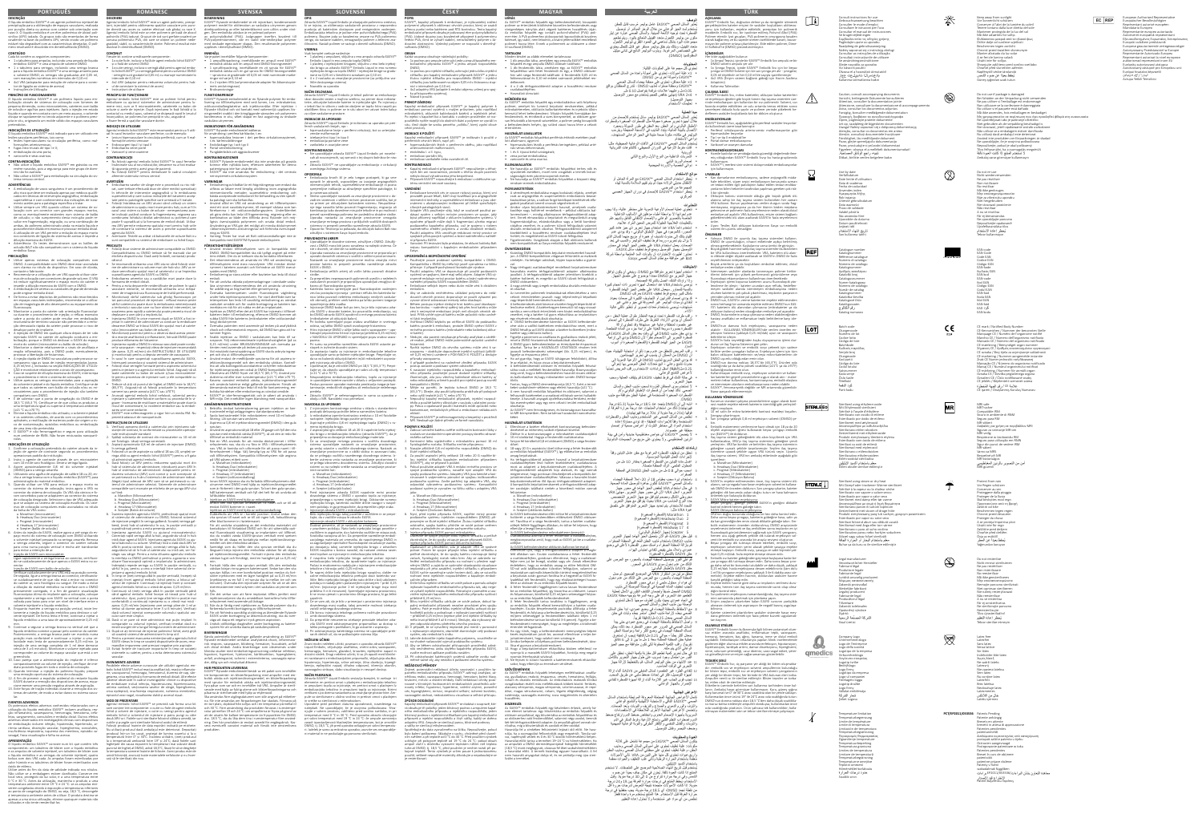# PORTUGUÊS

# ROMÂNESC

# SVENSKA

# SLOVENSKI

# ČESKY

# MAGYAR

# العربية

# TÜRK